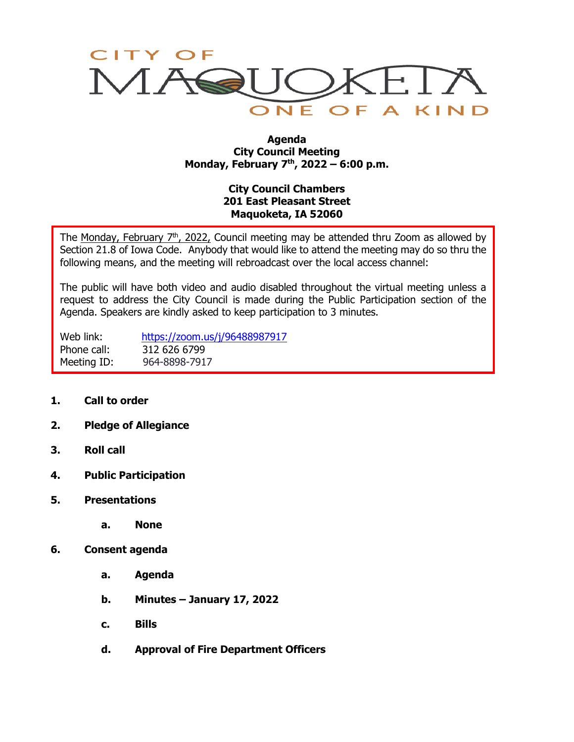CITY OF MAQUOKETA
ONE OF A KIND

**Agenda**
**City Council Meeting**
**Monday, February 7th, 2022 – 6:00 p.m.**

**City Council Chambers**
**201 East Pleasant Street**
**Maquoketa, IA 52060**

The Monday, February 7th, 2022, Council meeting may be attended thru Zoom as allowed by Section 21.8 of Iowa Code. Anybody that would like to attend the meeting may do so thru the following means, and the meeting will rebroadcast over the local access channel:

The public will have both video and audio disabled throughout the virtual meeting unless a request to address the City Council is made during the Public Participation section of the Agenda. Speakers are kindly asked to keep participation to 3 minutes.

Web link: https://zoom.us/j/96488987917
Phone call: 312 626 6799
Meeting ID: 964-8898-7917

1. **Call to order**
2. **Pledge of Allegiance**
3. **Roll call**
4. **Public Participation**
5. **Presentations**
   a. **None**
6. **Consent agenda**
   a. **Agenda**
   b. **Minutes – January 17, 2022**
   c. **Bills**
   d. **Approval of Fire Department Officers**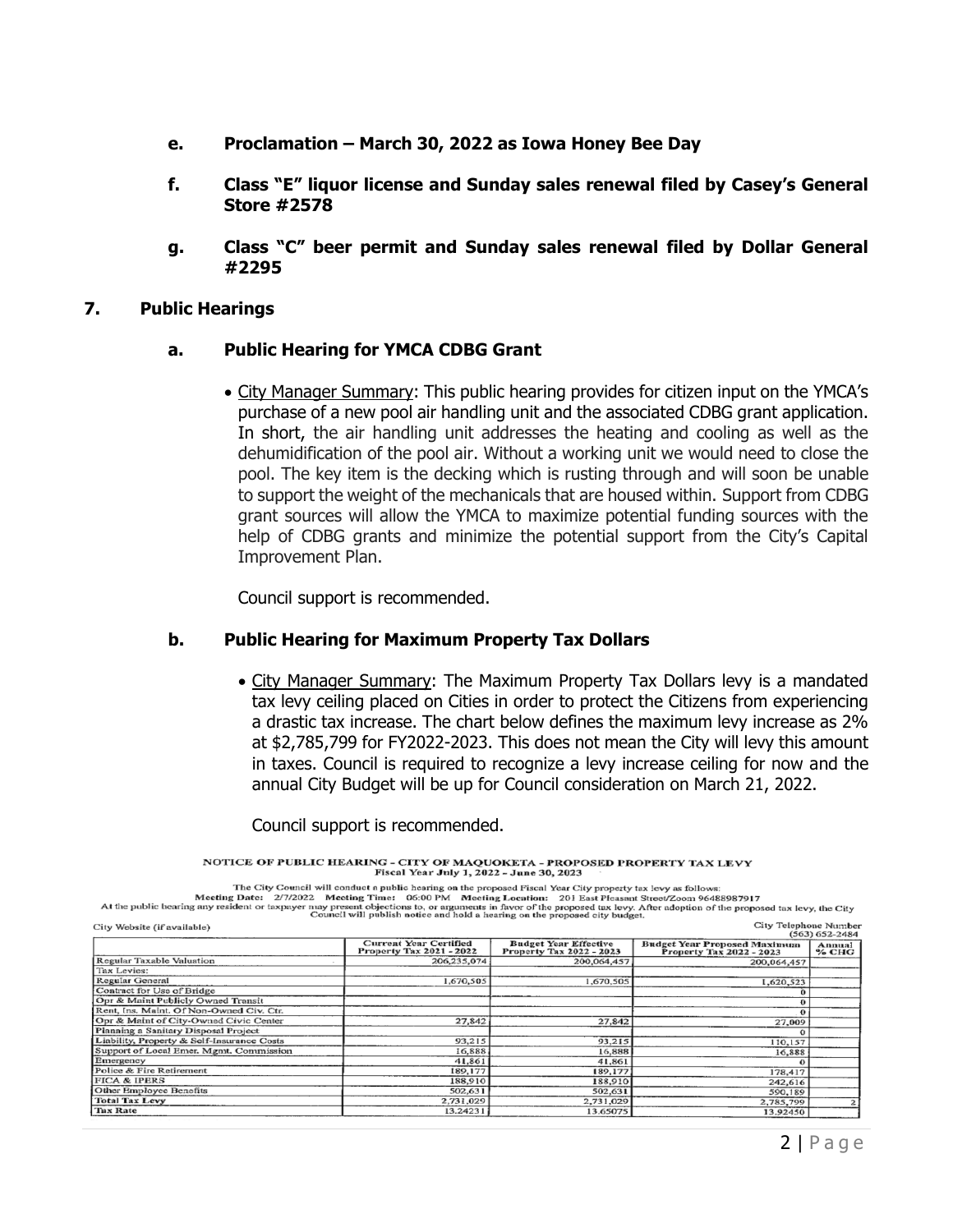- **e. Proclamation – March 30, 2022 as Iowa Honey Bee Day**
- **f. Class "E" liquor license and Sunday sales renewal filed by Casey's General Store #2578**
- **g. Class "C" beer permit and Sunday sales renewal filed by Dollar General #2295**

## 7. Public Hearings

### a. Public Hearing for YMCA CDBG Grant

- City Manager Summary: This public hearing provides for citizen input on the YMCA's purchase of a new pool air handling unit and the associated CDBG grant application. In short, the air handling unit addresses the heating and cooling as well as the dehumidification of the pool air. Without a working unit we would need to close the pool. The key item is the decking which is rusting through and will soon be unable to support the weight of the mechanicals that are housed within. Support from CDBG grant sources will allow the YMCA to maximize potential funding sources with the help of CDBG grants and minimize the potential support from the City's Capital Improvement Plan.

  Council support is recommended.

### b. Public Hearing for Maximum Property Tax Dollars

- City Manager Summary: The Maximum Property Tax Dollars levy is a mandated tax levy ceiling placed on Cities in order to protect the Citizens from experiencing a drastic tax increase. The chart below defines the maximum levy increase as 2% at $2,785,799 for FY2022-2023. This does not mean the City will levy this amount in taxes. Council is required to recognize a levy increase ceiling for now and the annual City Budget will be up for Council consideration on March 21, 2022.

  Council support is recommended.

**NOTICE OF PUBLIC HEARING - CITY OF MAQUOKETA - PROPOSED PROPERTY TAX LEVY**
**Fiscal Year July 1, 2022 - June 30, 2023**

The City Council will conduct a public hearing on the proposed Fiscal Year City property tax levy as follows:
Meeting Date: 2/7/2022 Meeting Time: 06:00 PM Meeting Location: 201 East Pleasant Street/Zoom 96488987917
At the public hearing any resident or taxpayer may present objections to, or arguments in favor of the proposed tax levy. After adoption of the proposed tax levy, the City Council will publish notice and hold a hearing on the proposed city budget.

City Website (if available) — City Telephone Number (563) 652-2484

| | Current Year Certified Property Tax 2021 - 2022 | Budget Year Effective Property Tax 2022 - 2023 | Budget Year Proposed Maximum Property Tax 2022 - 2023 | Annual % CHG |
|---|---|---|---|---|
| Regular Taxable Valuation | 206,235,074 | 200,064,457 | 200,064,457 | |
| Tax Levies: | | | | |
| Regular General | 1,670,505 | 1,670,505 | 1,620,523 | |
| Contract for Use of Bridge | | | 0 | |
| Opr & Maint Publicly Owned Transit | | | 0 | |
| Rent, Ins. Maint. Of Non-Owned Civ. Ctr. | | | 0 | |
| Opr & Maint of City-Owned Civic Center | 27,842 | 27,842 | 27,009 | |
| Planning a Sanitary Disposal Project | | | 0 | |
| Liability, Property & Self-Insurance Costs | 93,215 | 93,215 | 110,157 | |
| Support of Local Emer. Mgmt. Commission | 16,888 | 16,888 | 16,888 | |
| Emergency | 41,861 | 41,861 | 0 | |
| Police & Fire Retirement | 189,177 | 189,177 | 178,417 | |
| FICA & IPERS | 188,910 | 188,910 | 242,616 | |
| Other Employee Benefits | 502,631 | 502,631 | 590,189 | |
| Total Tax Levy | 2,731,029 | 2,731,029 | 2,785,799 | 2 |
| Tax Rate | 13.24231 | 13.65075 | 13.92450 | |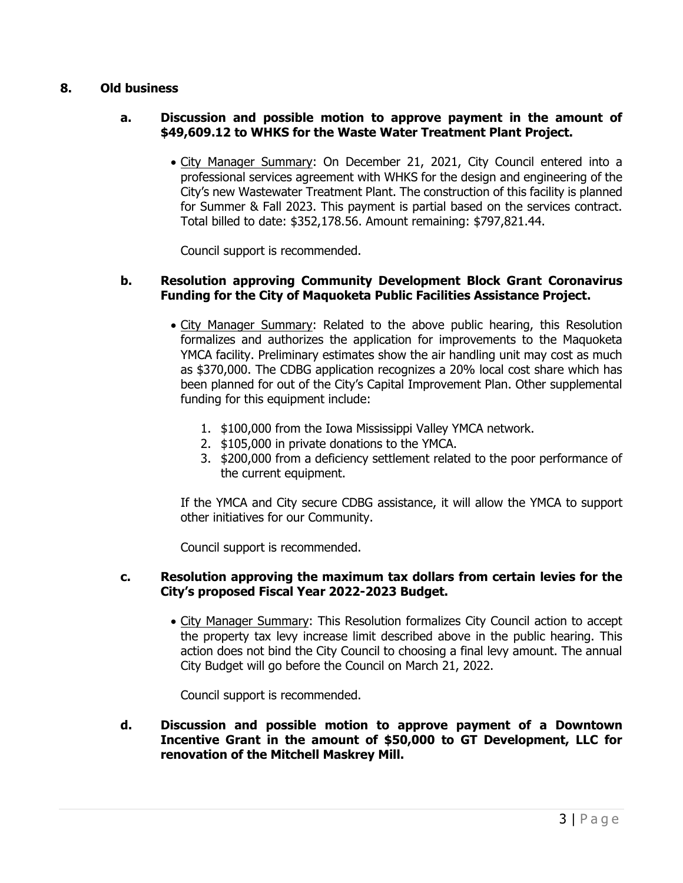**8. Old business**

**a. Discussion and possible motion to approve payment in the amount of $49,609.12 to WHKS for the Waste Water Treatment Plant Project.**

- City Manager Summary: On December 21, 2021, City Council entered into a professional services agreement with WHKS for the design and engineering of the City's new Wastewater Treatment Plant. The construction of this facility is planned for Summer & Fall 2023. This payment is partial based on the services contract. Total billed to date: $352,178.56. Amount remaining: $797,821.44.

  Council support is recommended.

**b. Resolution approving Community Development Block Grant Coronavirus Funding for the City of Maquoketa Public Facilities Assistance Project.**

- City Manager Summary: Related to the above public hearing, this Resolution formalizes and authorizes the application for improvements to the Maquoketa YMCA facility. Preliminary estimates show the air handling unit may cost as much as $370,000. The CDBG application recognizes a 20% local cost share which has been planned for out of the City's Capital Improvement Plan. Other supplemental funding for this equipment include:

  1. $100,000 from the Iowa Mississippi Valley YMCA network.
  2. $105,000 in private donations to the YMCA.
  3. $200,000 from a deficiency settlement related to the poor performance of the current equipment.

  If the YMCA and City secure CDBG assistance, it will allow the YMCA to support other initiatives for our Community.

  Council support is recommended.

**c. Resolution approving the maximum tax dollars from certain levies for the City's proposed Fiscal Year 2022-2023 Budget.**

- City Manager Summary: This Resolution formalizes City Council action to accept the property tax levy increase limit described above in the public hearing. This action does not bind the City Council to choosing a final levy amount. The annual City Budget will go before the Council on March 21, 2022.

  Council support is recommended.

**d. Discussion and possible motion to approve payment of a Downtown Incentive Grant in the amount of $50,000 to GT Development, LLC for renovation of the Mitchell Maskrey Mill.**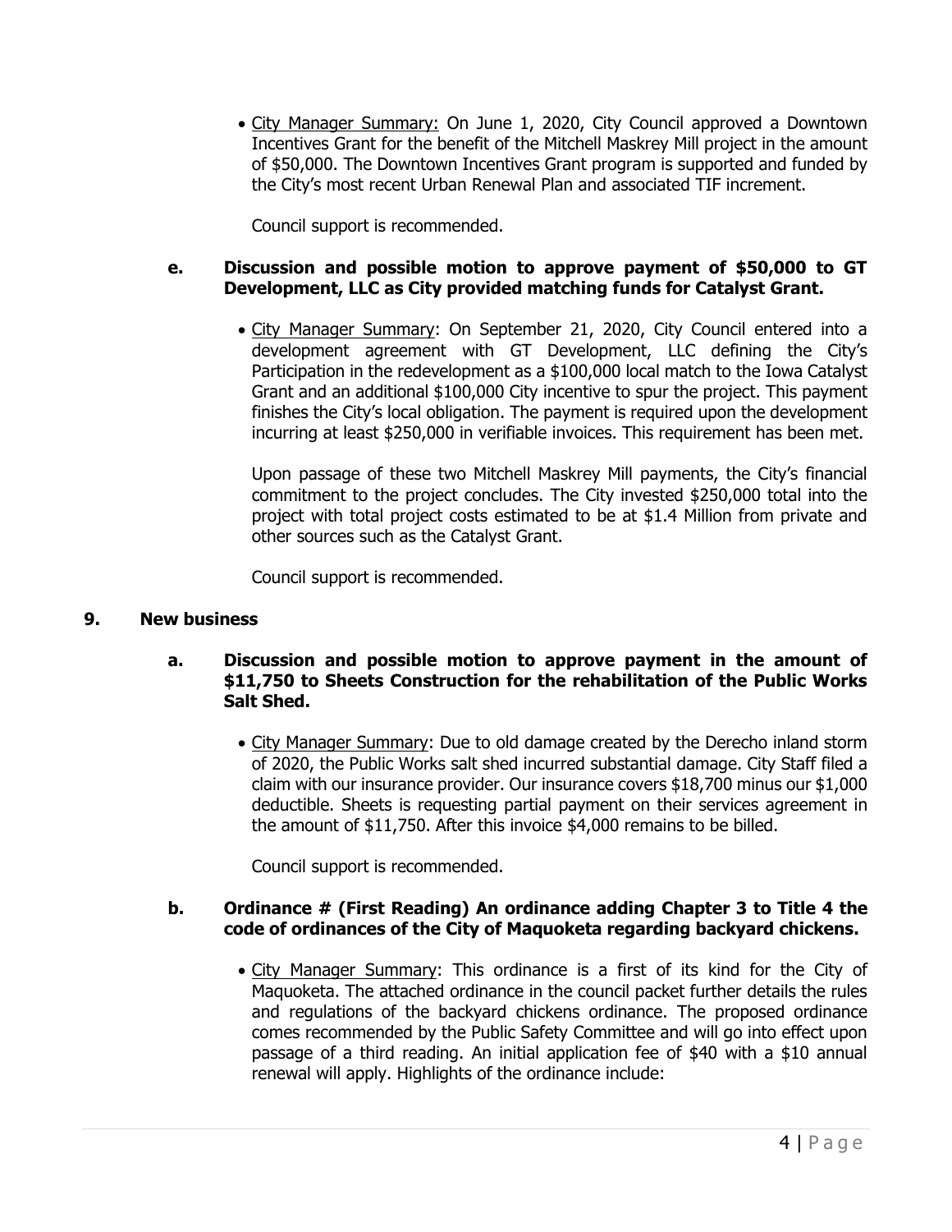- City Manager Summary: On June 1, 2020, City Council approved a Downtown Incentives Grant for the benefit of the Mitchell Maskrey Mill project in the amount of $50,000. The Downtown Incentives Grant program is supported and funded by the City's most recent Urban Renewal Plan and associated TIF increment.

  Council support is recommended.

**e. Discussion and possible motion to approve payment of $50,000 to GT Development, LLC as City provided matching funds for Catalyst Grant.**

- City Manager Summary: On September 21, 2020, City Council entered into a development agreement with GT Development, LLC defining the City's Participation in the redevelopment as a $100,000 local match to the Iowa Catalyst Grant and an additional $100,000 City incentive to spur the project. This payment finishes the City's local obligation. The payment is required upon the development incurring at least $250,000 in verifiable invoices. This requirement has been met.

  Upon passage of these two Mitchell Maskrey Mill payments, the City's financial commitment to the project concludes. The City invested $250,000 total into the project with total project costs estimated to be at $1.4 Million from private and other sources such as the Catalyst Grant.

  Council support is recommended.

## 9. New business

**a. Discussion and possible motion to approve payment in the amount of $11,750 to Sheets Construction for the rehabilitation of the Public Works Salt Shed.**

- City Manager Summary: Due to old damage created by the Derecho inland storm of 2020, the Public Works salt shed incurred substantial damage. City Staff filed a claim with our insurance provider. Our insurance covers $18,700 minus our $1,000 deductible. Sheets is requesting partial payment on their services agreement in the amount of $11,750. After this invoice $4,000 remains to be billed.

  Council support is recommended.

**b. Ordinance # (First Reading) An ordinance adding Chapter 3 to Title 4 the code of ordinances of the City of Maquoketa regarding backyard chickens.**

- City Manager Summary: This ordinance is a first of its kind for the City of Maquoketa. The attached ordinance in the council packet further details the rules and regulations of the backyard chickens ordinance. The proposed ordinance comes recommended by the Public Safety Committee and will go into effect upon passage of a third reading. An initial application fee of $40 with a $10 annual renewal will apply. Highlights of the ordinance include: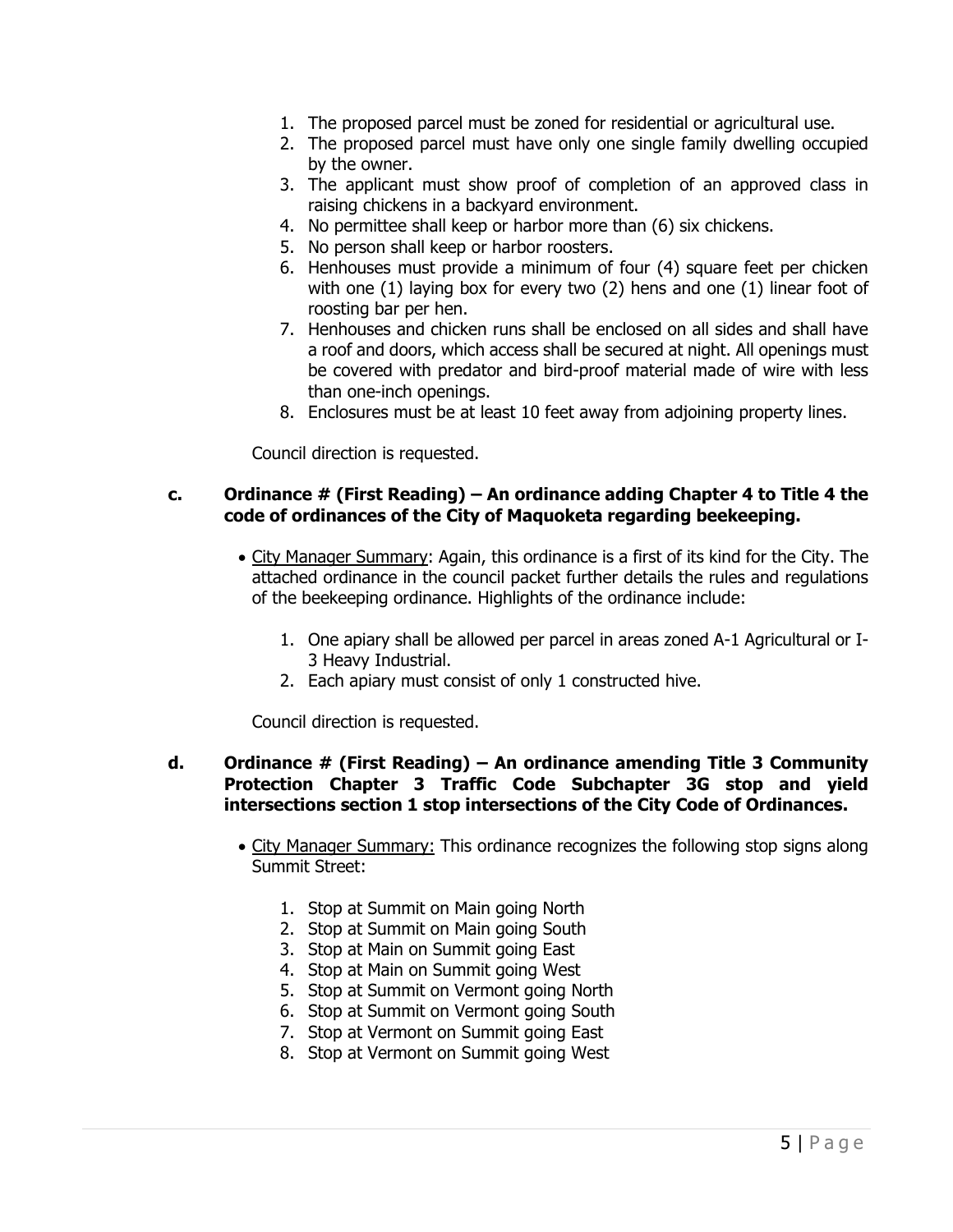1. The proposed parcel must be zoned for residential or agricultural use.
2. The proposed parcel must have only one single family dwelling occupied by the owner.
3. The applicant must show proof of completion of an approved class in raising chickens in a backyard environment.
4. No permittee shall keep or harbor more than (6) six chickens.
5. No person shall keep or harbor roosters.
6. Henhouses must provide a minimum of four (4) square feet per chicken with one (1) laying box for every two (2) hens and one (1) linear foot of roosting bar per hen.
7. Henhouses and chicken runs shall be enclosed on all sides and shall have a roof and doors, which access shall be secured at night. All openings must be covered with predator and bird-proof material made of wire with less than one-inch openings.
8. Enclosures must be at least 10 feet away from adjoining property lines.

Council direction is requested.

**c. Ordinance # (First Reading) – An ordinance adding Chapter 4 to Title 4 the code of ordinances of the City of Maquoketa regarding beekeeping.**

- City Manager Summary: Again, this ordinance is a first of its kind for the City. The attached ordinance in the council packet further details the rules and regulations of the beekeeping ordinance. Highlights of the ordinance include:

  1. One apiary shall be allowed per parcel in areas zoned A-1 Agricultural or I-3 Heavy Industrial.
  2. Each apiary must consist of only 1 constructed hive.

Council direction is requested.

**d. Ordinance # (First Reading) – An ordinance amending Title 3 Community Protection Chapter 3 Traffic Code Subchapter 3G stop and yield intersections section 1 stop intersections of the City Code of Ordinances.**

- City Manager Summary: This ordinance recognizes the following stop signs along Summit Street:

  1. Stop at Summit on Main going North
  2. Stop at Summit on Main going South
  3. Stop at Main on Summit going East
  4. Stop at Main on Summit going West
  5. Stop at Summit on Vermont going North
  6. Stop at Summit on Vermont going South
  7. Stop at Vermont on Summit going East
  8. Stop at Vermont on Summit going West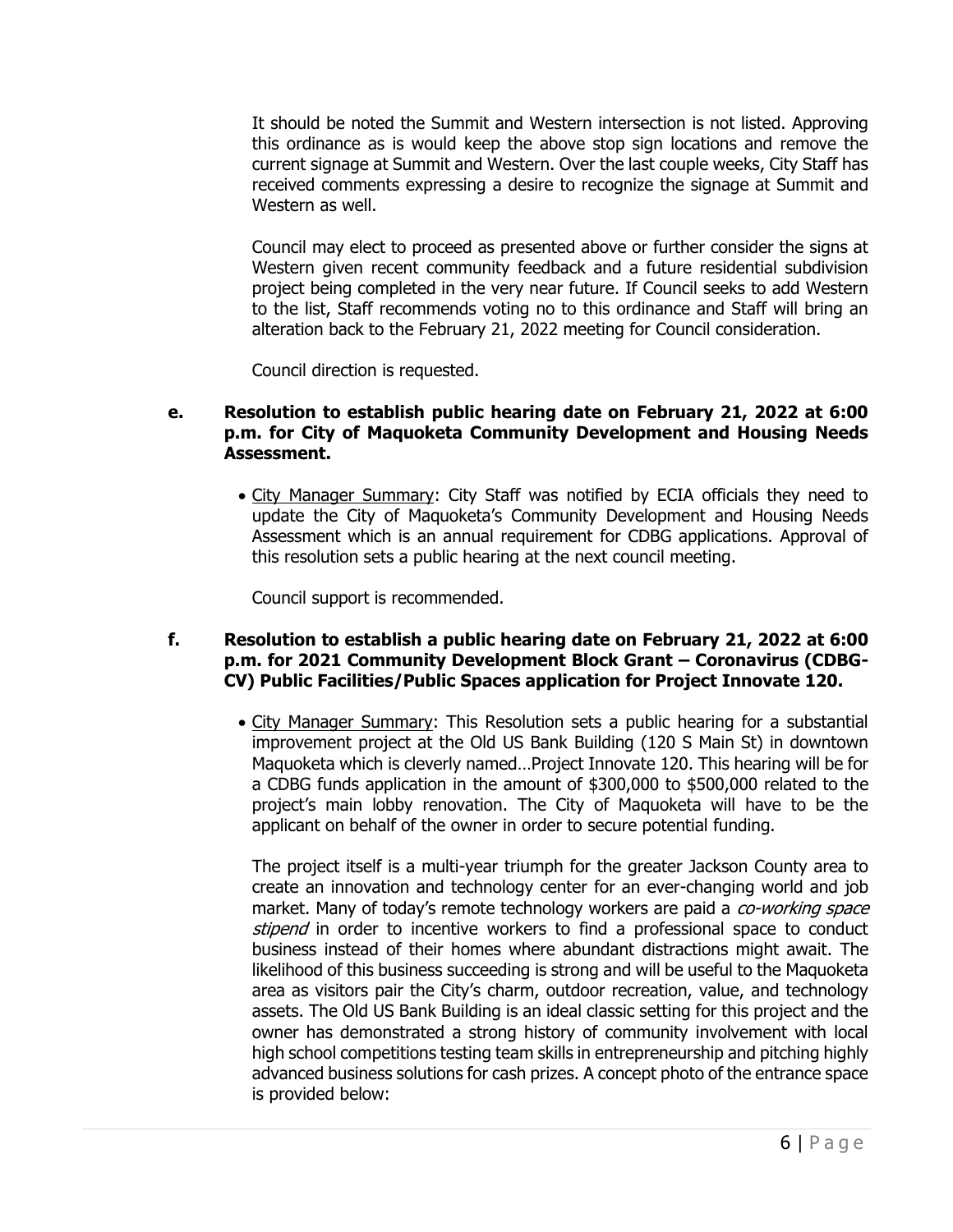It should be noted the Summit and Western intersection is not listed. Approving this ordinance as is would keep the above stop sign locations and remove the current signage at Summit and Western. Over the last couple weeks, City Staff has received comments expressing a desire to recognize the signage at Summit and Western as well.

Council may elect to proceed as presented above or further consider the signs at Western given recent community feedback and a future residential subdivision project being completed in the very near future. If Council seeks to add Western to the list, Staff recommends voting no to this ordinance and Staff will bring an alteration back to the February 21, 2022 meeting for Council consideration.

Council direction is requested.

**e. Resolution to establish public hearing date on February 21, 2022 at 6:00 p.m. for City of Maquoketa Community Development and Housing Needs Assessment.**

- City Manager Summary: City Staff was notified by ECIA officials they need to update the City of Maquoketa's Community Development and Housing Needs Assessment which is an annual requirement for CDBG applications. Approval of this resolution sets a public hearing at the next council meeting.

Council support is recommended.

**f. Resolution to establish a public hearing date on February 21, 2022 at 6:00 p.m. for 2021 Community Development Block Grant – Coronavirus (CDBG-CV) Public Facilities/Public Spaces application for Project Innovate 120.**

- City Manager Summary: This Resolution sets a public hearing for a substantial improvement project at the Old US Bank Building (120 S Main St) in downtown Maquoketa which is cleverly named…Project Innovate 120. This hearing will be for a CDBG funds application in the amount of $300,000 to $500,000 related to the project's main lobby renovation. The City of Maquoketa will have to be the applicant on behalf of the owner in order to secure potential funding.

The project itself is a multi-year triumph for the greater Jackson County area to create an innovation and technology center for an ever-changing world and job market. Many of today's remote technology workers are paid a *co-working space stipend* in order to incentive workers to find a professional space to conduct business instead of their homes where abundant distractions might await. The likelihood of this business succeeding is strong and will be useful to the Maquoketa area as visitors pair the City's charm, outdoor recreation, value, and technology assets. The Old US Bank Building is an ideal classic setting for this project and the owner has demonstrated a strong history of community involvement with local high school competitions testing team skills in entrepreneurship and pitching highly advanced business solutions for cash prizes. A concept photo of the entrance space is provided below: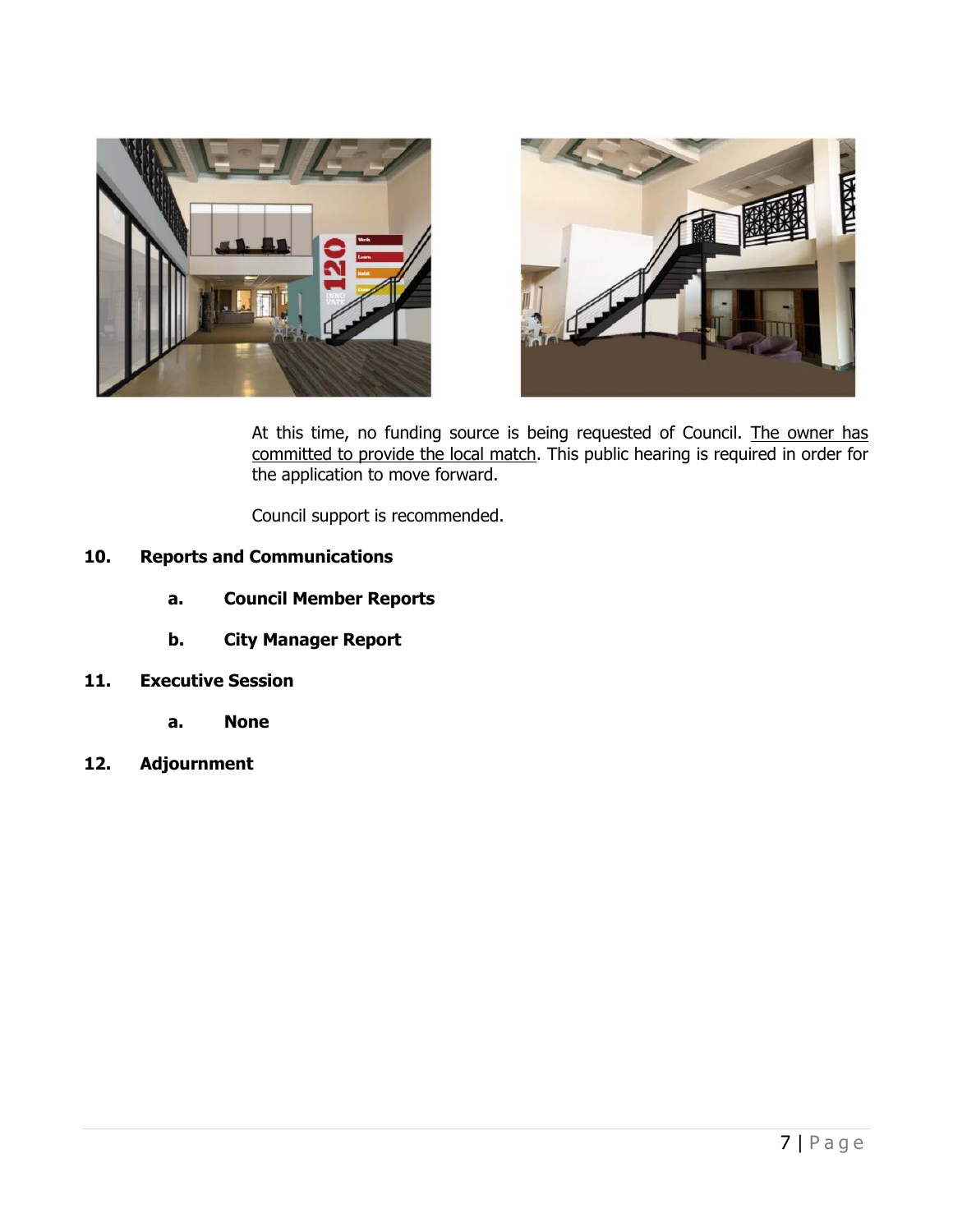At this time, no funding source is being requested of Council. The owner has committed to provide the local match. This public hearing is required in order for the application to move forward.

Council support is recommended.

**10. Reports and Communications**

**a. Council Member Reports**

**b. City Manager Report**

**11. Executive Session**

**a. None**

**12. Adjournment**